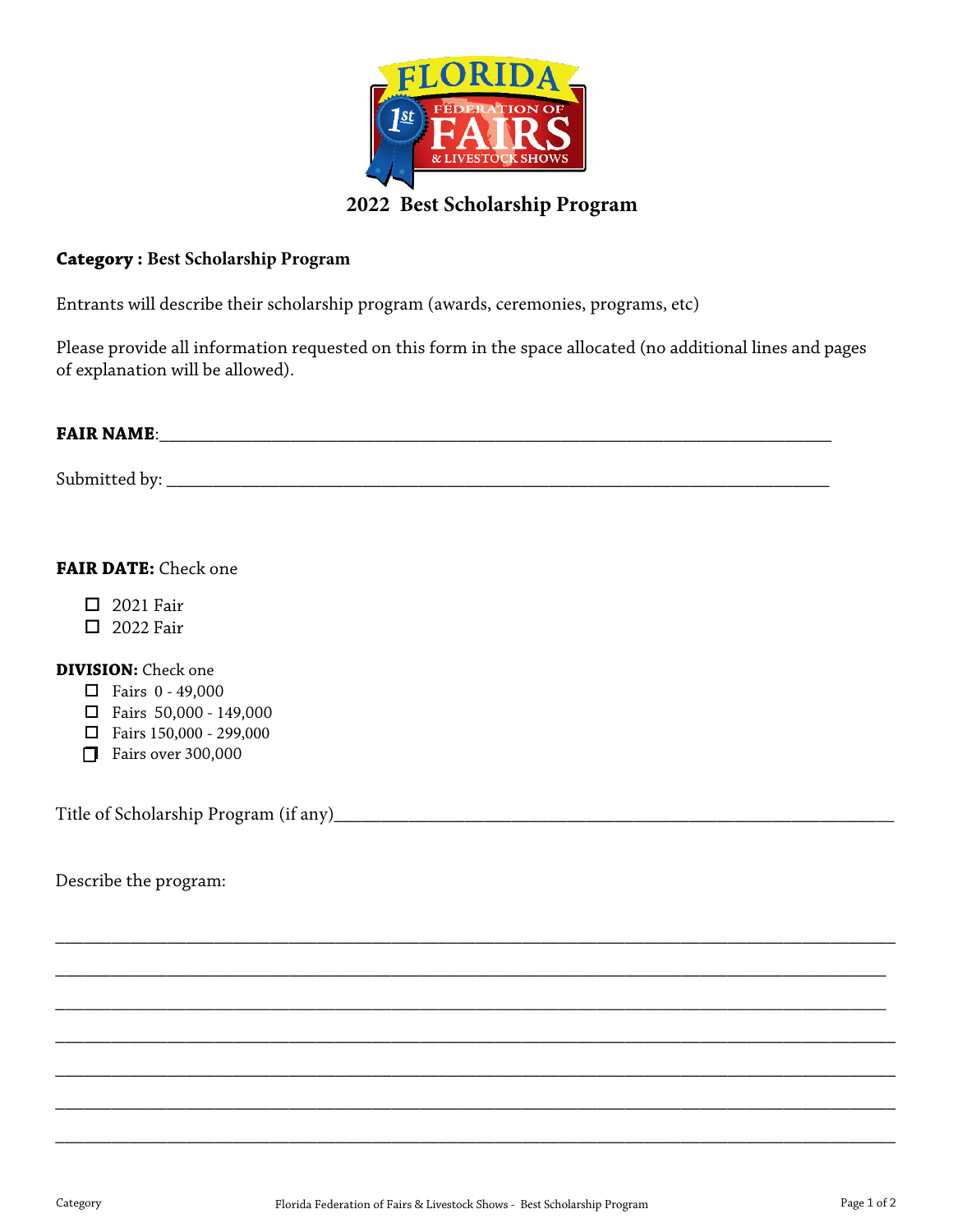## 2022 Best Scholarship Program

**Category : Best Scholarship Program**

Entrants will describe their scholarship program (awards, ceremonies, programs, etc)

Please provide all information requested on this form in the space allocated (no additional lines and pages of explanation will be allowed).

**FAIR NAME**:______________________________________________________________________

Submitted by: ______________________________________________________________________

**FAIR DATE:** Check one

- ☐ 2021 Fair
- ☐ 2022 Fair

**DIVISION:** Check one

- ☐ Fairs 0 - 49,000
- ☐ Fairs 50,000 - 149,000
- ☐ Fairs 150,000 - 299,000
- ☐ Fairs over 300,000

Title of Scholarship Program (if any)______________________________________________________

Describe the program:

______________________________________________________________________________________

______________________________________________________________________________________

______________________________________________________________________________________

______________________________________________________________________________________

______________________________________________________________________________________

______________________________________________________________________________________

______________________________________________________________________________________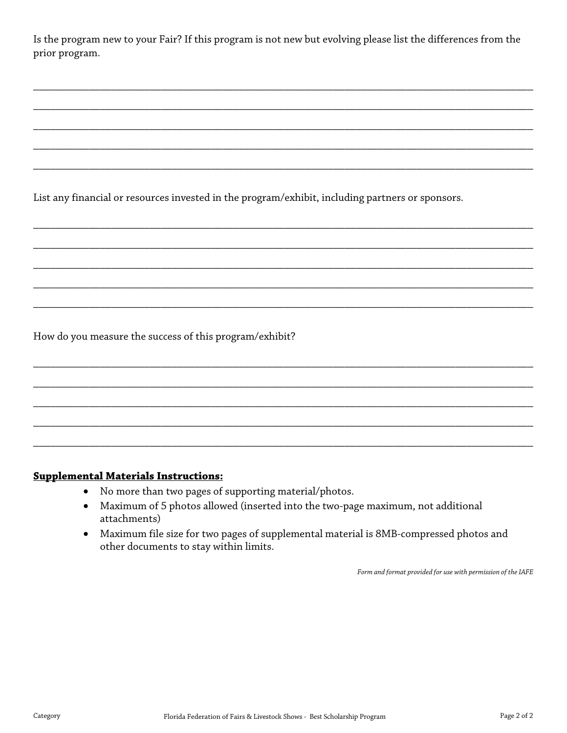Is the program new to your Fair? If this program is not new but evolving please list the differences from the prior program.

\_\_\_\_\_\_\_\_\_\_\_\_\_\_\_\_\_\_\_\_\_\_\_\_\_\_\_\_\_\_\_\_\_\_\_\_\_\_\_\_\_\_\_\_\_\_\_\_\_\_\_\_\_\_\_\_\_\_\_\_\_\_\_\_\_\_\_\_\_\_\_\_\_\_\_\_\_\_

\_\_\_\_\_\_\_\_\_\_\_\_\_\_\_\_\_\_\_\_\_\_\_\_\_\_\_\_\_\_\_\_\_\_\_\_\_\_\_\_\_\_\_\_\_\_\_\_\_\_\_\_\_\_\_\_\_\_\_\_\_\_\_\_\_\_\_\_\_\_\_\_\_\_\_\_\_\_

\_\_\_\_\_\_\_\_\_\_\_\_\_\_\_\_\_\_\_\_\_\_\_\_\_\_\_\_\_\_\_\_\_\_\_\_\_\_\_\_\_\_\_\_\_\_\_\_\_\_\_\_\_\_\_\_\_\_\_\_\_\_\_\_\_\_\_\_\_\_\_\_\_\_\_\_\_\_

\_\_\_\_\_\_\_\_\_\_\_\_\_\_\_\_\_\_\_\_\_\_\_\_\_\_\_\_\_\_\_\_\_\_\_\_\_\_\_\_\_\_\_\_\_\_\_\_\_\_\_\_\_\_\_\_\_\_\_\_\_\_\_\_\_\_\_\_\_\_\_\_\_\_\_\_\_\_

\_\_\_\_\_\_\_\_\_\_\_\_\_\_\_\_\_\_\_\_\_\_\_\_\_\_\_\_\_\_\_\_\_\_\_\_\_\_\_\_\_\_\_\_\_\_\_\_\_\_\_\_\_\_\_\_\_\_\_\_\_\_\_\_\_\_\_\_\_\_\_\_\_\_\_\_\_\_

List any financial or resources invested in the program/exhibit, including partners or sponsors.

\_\_\_\_\_\_\_\_\_\_\_\_\_\_\_\_\_\_\_\_\_\_\_\_\_\_\_\_\_\_\_\_\_\_\_\_\_\_\_\_\_\_\_\_\_\_\_\_\_\_\_\_\_\_\_\_\_\_\_\_\_\_\_\_\_\_\_\_\_\_\_\_\_\_\_\_\_\_

\_\_\_\_\_\_\_\_\_\_\_\_\_\_\_\_\_\_\_\_\_\_\_\_\_\_\_\_\_\_\_\_\_\_\_\_\_\_\_\_\_\_\_\_\_\_\_\_\_\_\_\_\_\_\_\_\_\_\_\_\_\_\_\_\_\_\_\_\_\_\_\_\_\_\_\_\_\_

\_\_\_\_\_\_\_\_\_\_\_\_\_\_\_\_\_\_\_\_\_\_\_\_\_\_\_\_\_\_\_\_\_\_\_\_\_\_\_\_\_\_\_\_\_\_\_\_\_\_\_\_\_\_\_\_\_\_\_\_\_\_\_\_\_\_\_\_\_\_\_\_\_\_\_\_\_\_

\_\_\_\_\_\_\_\_\_\_\_\_\_\_\_\_\_\_\_\_\_\_\_\_\_\_\_\_\_\_\_\_\_\_\_\_\_\_\_\_\_\_\_\_\_\_\_\_\_\_\_\_\_\_\_\_\_\_\_\_\_\_\_\_\_\_\_\_\_\_\_\_\_\_\_\_\_\_

\_\_\_\_\_\_\_\_\_\_\_\_\_\_\_\_\_\_\_\_\_\_\_\_\_\_\_\_\_\_\_\_\_\_\_\_\_\_\_\_\_\_\_\_\_\_\_\_\_\_\_\_\_\_\_\_\_\_\_\_\_\_\_\_\_\_\_\_\_\_\_\_\_\_\_\_\_\_

How do you measure the success of this program/exhibit?

\_\_\_\_\_\_\_\_\_\_\_\_\_\_\_\_\_\_\_\_\_\_\_\_\_\_\_\_\_\_\_\_\_\_\_\_\_\_\_\_\_\_\_\_\_\_\_\_\_\_\_\_\_\_\_\_\_\_\_\_\_\_\_\_\_\_\_\_\_\_\_\_\_\_\_\_\_\_

\_\_\_\_\_\_\_\_\_\_\_\_\_\_\_\_\_\_\_\_\_\_\_\_\_\_\_\_\_\_\_\_\_\_\_\_\_\_\_\_\_\_\_\_\_\_\_\_\_\_\_\_\_\_\_\_\_\_\_\_\_\_\_\_\_\_\_\_\_\_\_\_\_\_\_\_\_\_

\_\_\_\_\_\_\_\_\_\_\_\_\_\_\_\_\_\_\_\_\_\_\_\_\_\_\_\_\_\_\_\_\_\_\_\_\_\_\_\_\_\_\_\_\_\_\_\_\_\_\_\_\_\_\_\_\_\_\_\_\_\_\_\_\_\_\_\_\_\_\_\_\_\_\_\_\_\_

\_\_\_\_\_\_\_\_\_\_\_\_\_\_\_\_\_\_\_\_\_\_\_\_\_\_\_\_\_\_\_\_\_\_\_\_\_\_\_\_\_\_\_\_\_\_\_\_\_\_\_\_\_\_\_\_\_\_\_\_\_\_\_\_\_\_\_\_\_\_\_\_\_\_\_\_\_\_

\_\_\_\_\_\_\_\_\_\_\_\_\_\_\_\_\_\_\_\_\_\_\_\_\_\_\_\_\_\_\_\_\_\_\_\_\_\_\_\_\_\_\_\_\_\_\_\_\_\_\_\_\_\_\_\_\_\_\_\_\_\_\_\_\_\_\_\_\_\_\_\_\_\_\_\_\_\_

**Supplemental Materials Instructions:**

- No more than two pages of supporting material/photos.
- Maximum of 5 photos allowed (inserted into the two-page maximum, not additional attachments)
- Maximum file size for two pages of supplemental material is 8MB-compressed photos and other documents to stay within limits.

*Form and format provided for use with permission of the IAFE*